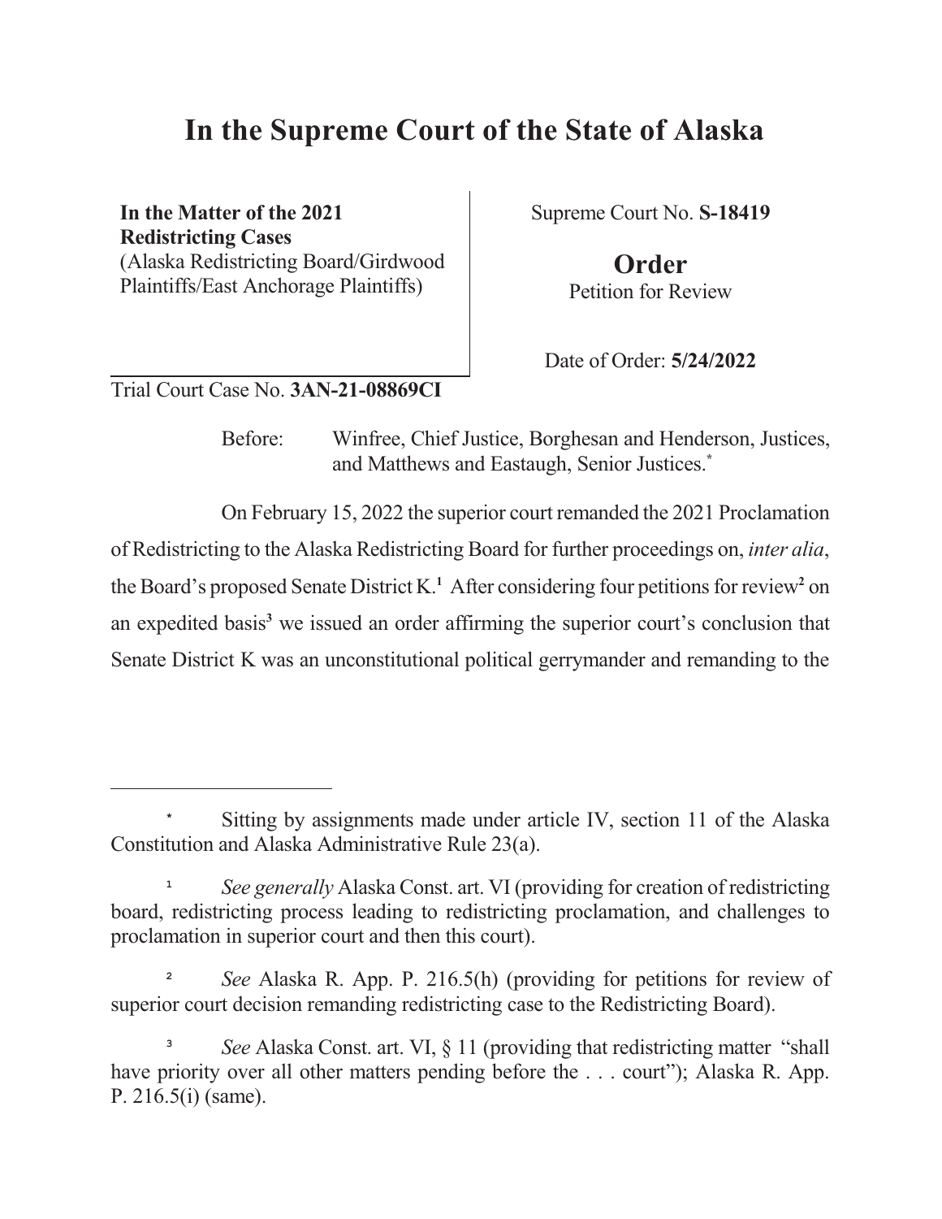# In the Supreme Court of the State of Alaska

| | |
|---|---|
| **In the Matter of the 2021 Redistricting Cases** (Alaska Redistricting Board/Girdwood Plaintiffs/East Anchorage Plaintiffs) | Supreme Court No. **S-18419** |
| | **Order** Petition for Review |
| | Date of Order: **5/24/2022** |

Trial Court Case No. **3AN-21-08869CI**

Before: Winfree, Chief Justice, Borghesan and Henderson, Justices, and Matthews and Eastaugh, Senior Justices.[*]

On February 15, 2022 the superior court remanded the 2021 Proclamation of Redistricting to the Alaska Redistricting Board for further proceedings on, *inter alia*, the Board's proposed Senate District K.[1] After considering four petitions for review[2] on an expedited basis[3] we issued an order affirming the superior court's conclusion that Senate District K was an unconstitutional political gerrymander and remanding to the

---

[*] Sitting by assignments made under article IV, section 11 of the Alaska Constitution and Alaska Administrative Rule 23(a).

[1] *See generally* Alaska Const. art. VI (providing for creation of redistricting board, redistricting process leading to redistricting proclamation, and challenges to proclamation in superior court and then this court).

[2] *See* Alaska R. App. P. 216.5(h) (providing for petitions for review of superior court decision remanding redistricting case to the Redistricting Board).

[3] *See* Alaska Const. art. VI, § 11 (providing that redistricting matter "shall have priority over all other matters pending before the . . . court"); Alaska R. App. P. 216.5(i) (same).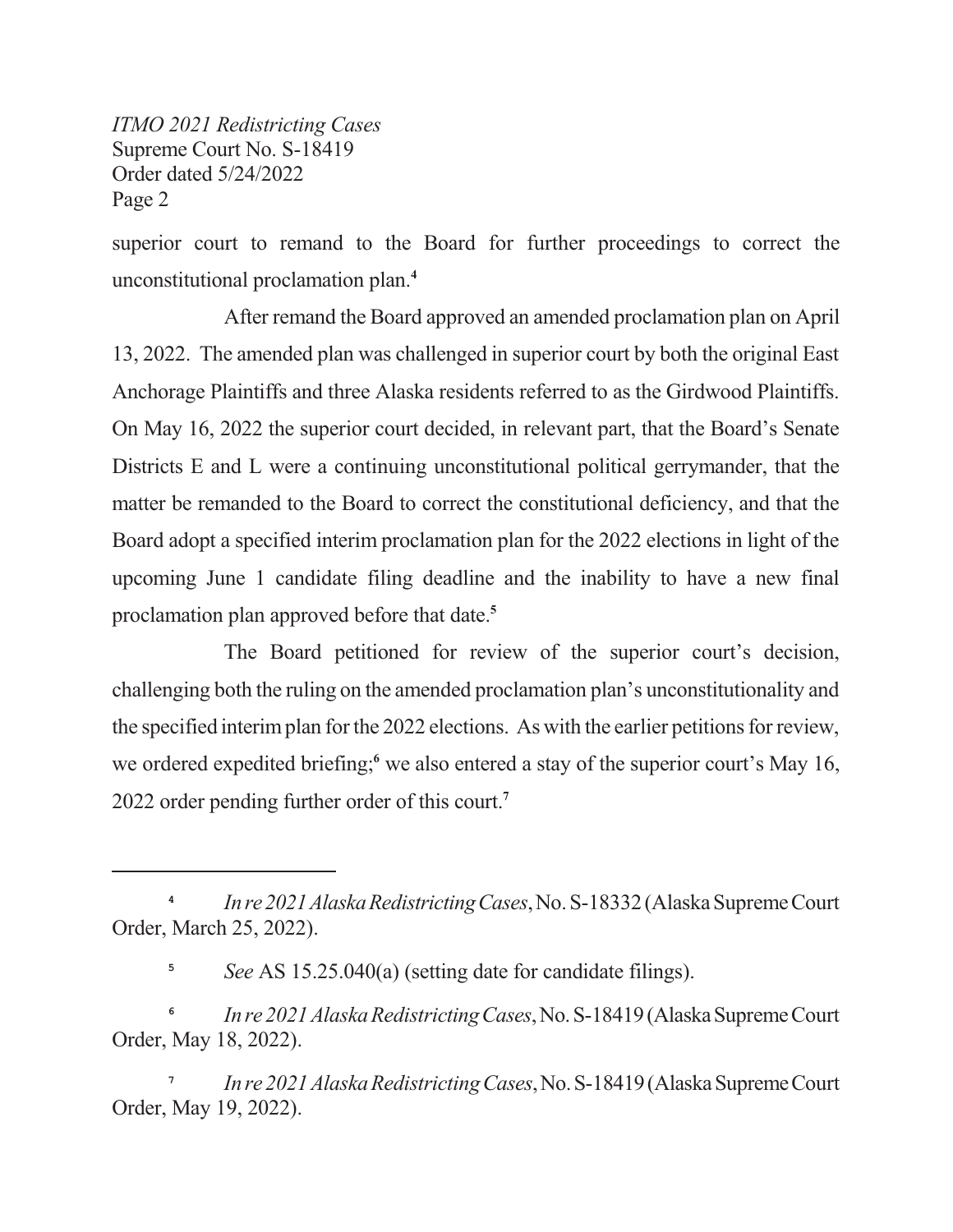superior court to remand to the Board for further proceedings to correct the unconstitutional proclamation plan.[4]

After remand the Board approved an amended proclamation plan on April 13, 2022. The amended plan was challenged in superior court by both the original East Anchorage Plaintiffs and three Alaska residents referred to as the Girdwood Plaintiffs. On May 16, 2022 the superior court decided, in relevant part, that the Board's Senate Districts E and L were a continuing unconstitutional political gerrymander, that the matter be remanded to the Board to correct the constitutional deficiency, and that the Board adopt a specified interim proclamation plan for the 2022 elections in light of the upcoming June 1 candidate filing deadline and the inability to have a new final proclamation plan approved before that date.[5]

The Board petitioned for review of the superior court's decision, challenging both the ruling on the amended proclamation plan's unconstitutionality and the specified interim plan for the 2022 elections. As with the earlier petitions for review, we ordered expedited briefing;[6] we also entered a stay of the superior court's May 16, 2022 order pending further order of this court.[7]

---

[4] *In re 2021 Alaska Redistricting Cases*, No. S-18332 (Alaska Supreme Court Order, March 25, 2022).

[5] *See* AS 15.25.040(a) (setting date for candidate filings).

[6] *In re 2021 Alaska Redistricting Cases*, No. S-18419 (Alaska Supreme Court Order, May 18, 2022).

[7] *In re 2021 Alaska Redistricting Cases*, No. S-18419 (Alaska Supreme Court Order, May 19, 2022).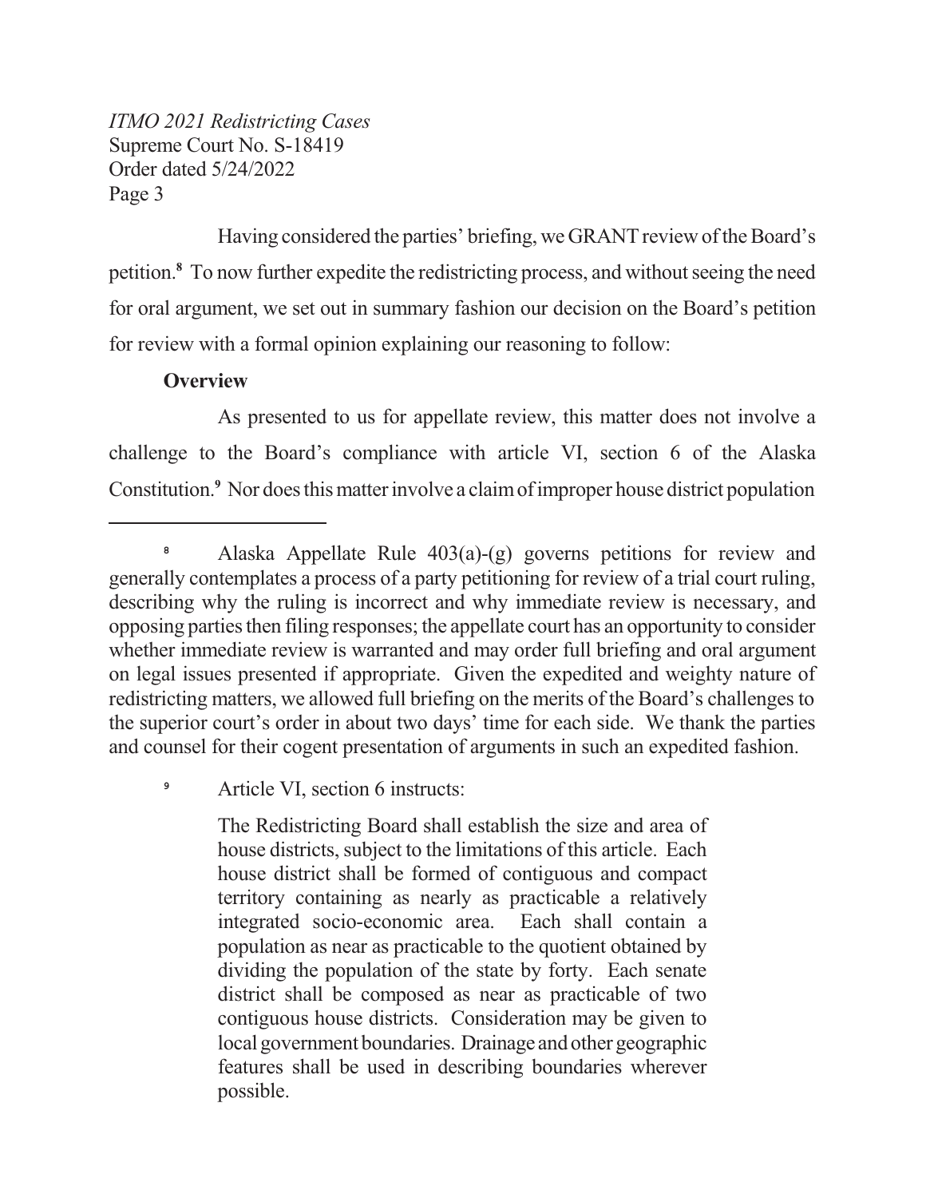Having considered the parties' briefing, we GRANT review of the Board's petition.[8] To now further expedite the redistricting process, and without seeing the need for oral argument, we set out in summary fashion our decision on the Board's petition for review with a formal opinion explaining our reasoning to follow:

**Overview**

As presented to us for appellate review, this matter does not involve a challenge to the Board's compliance with article VI, section 6 of the Alaska Constitution.[9] Nor does this matter involve a claim of improper house district population

---

[8] Alaska Appellate Rule 403(a)-(g) governs petitions for review and generally contemplates a process of a party petitioning for review of a trial court ruling, describing why the ruling is incorrect and why immediate review is necessary, and opposing parties then filing responses; the appellate court has an opportunity to consider whether immediate review is warranted and may order full briefing and oral argument on legal issues presented if appropriate. Given the expedited and weighty nature of redistricting matters, we allowed full briefing on the merits of the Board's challenges to the superior court's order in about two days' time for each side. We thank the parties and counsel for their cogent presentation of arguments in such an expedited fashion.

[9] Article VI, section 6 instructs:

> The Redistricting Board shall establish the size and area of house districts, subject to the limitations of this article. Each house district shall be formed of contiguous and compact territory containing as nearly as practicable a relatively integrated socio-economic area. Each shall contain a population as near as practicable to the quotient obtained by dividing the population of the state by forty. Each senate district shall be composed as near as practicable of two contiguous house districts. Consideration may be given to local government boundaries. Drainage and other geographic features shall be used in describing boundaries wherever possible.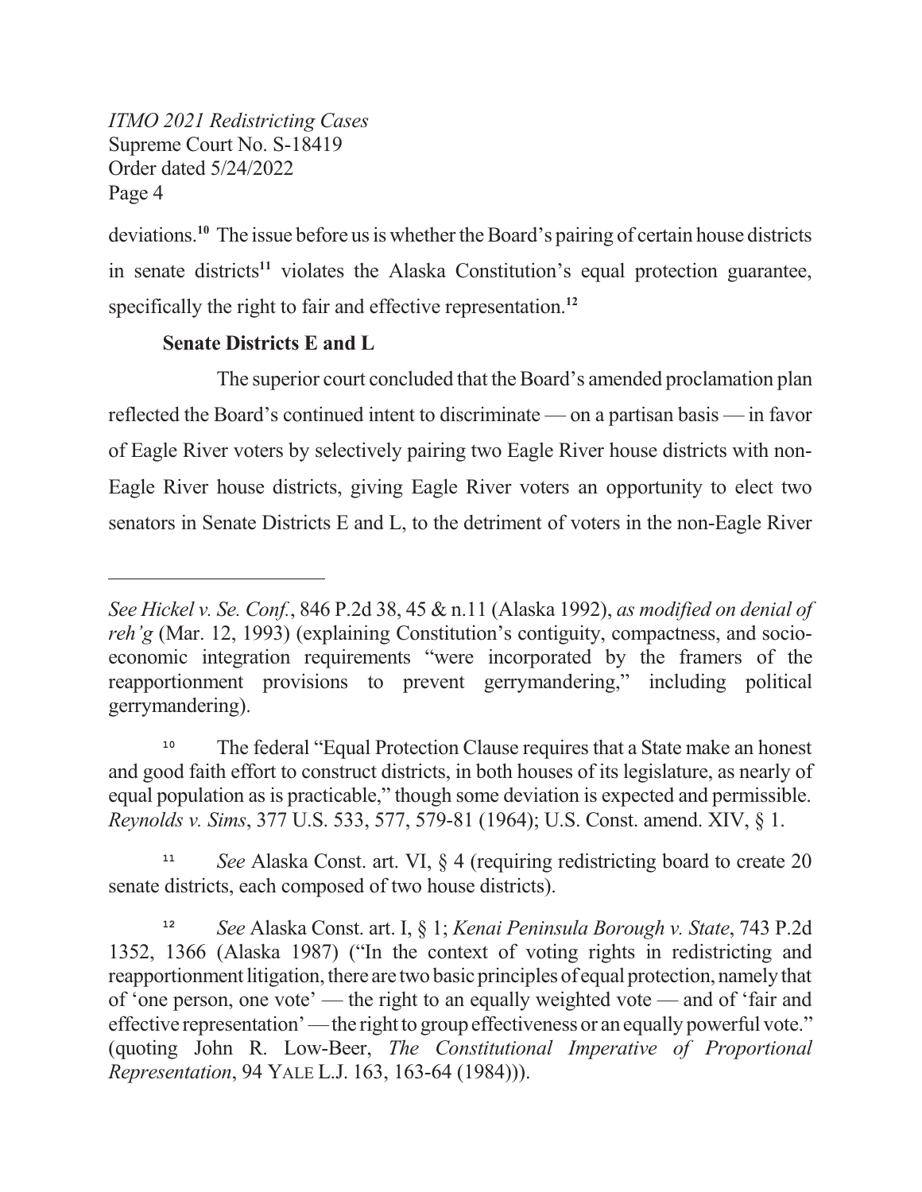deviations.[10] The issue before us is whether the Board's pairing of certain house districts in senate districts[11] violates the Alaska Constitution's equal protection guarantee, specifically the right to fair and effective representation.[12]

**Senate Districts E and L**

The superior court concluded that the Board's amended proclamation plan reflected the Board's continued intent to discriminate — on a partisan basis — in favor of Eagle River voters by selectively pairing two Eagle River house districts with non-Eagle River house districts, giving Eagle River voters an opportunity to elect two senators in Senate Districts E and L, to the detriment of voters in the non-Eagle River

---

*See Hickel v. Se. Conf.*, 846 P.2d 38, 45 & n.11 (Alaska 1992), *as modified on denial of reh'g* (Mar. 12, 1993) (explaining Constitution's contiguity, compactness, and socio-economic integration requirements "were incorporated by the framers of the reapportionment provisions to prevent gerrymandering," including political gerrymandering).

[10] The federal "Equal Protection Clause requires that a State make an honest and good faith effort to construct districts, in both houses of its legislature, as nearly of equal population as is practicable," though some deviation is expected and permissible. *Reynolds v. Sims*, 377 U.S. 533, 577, 579-81 (1964); U.S. Const. amend. XIV, § 1.

[11] *See* Alaska Const. art. VI, § 4 (requiring redistricting board to create 20 senate districts, each composed of two house districts).

[12] *See* Alaska Const. art. I, § 1; *Kenai Peninsula Borough v. State*, 743 P.2d 1352, 1366 (Alaska 1987) ("In the context of voting rights in redistricting and reapportionment litigation, there are two basic principles of equal protection, namely that of 'one person, one vote' — the right to an equally weighted vote — and of 'fair and effective representation' — the right to group effectiveness or an equally powerful vote." (quoting John R. Low-Beer, *The Constitutional Imperative of Proportional Representation*, 94 YALE L.J. 163, 163-64 (1984))).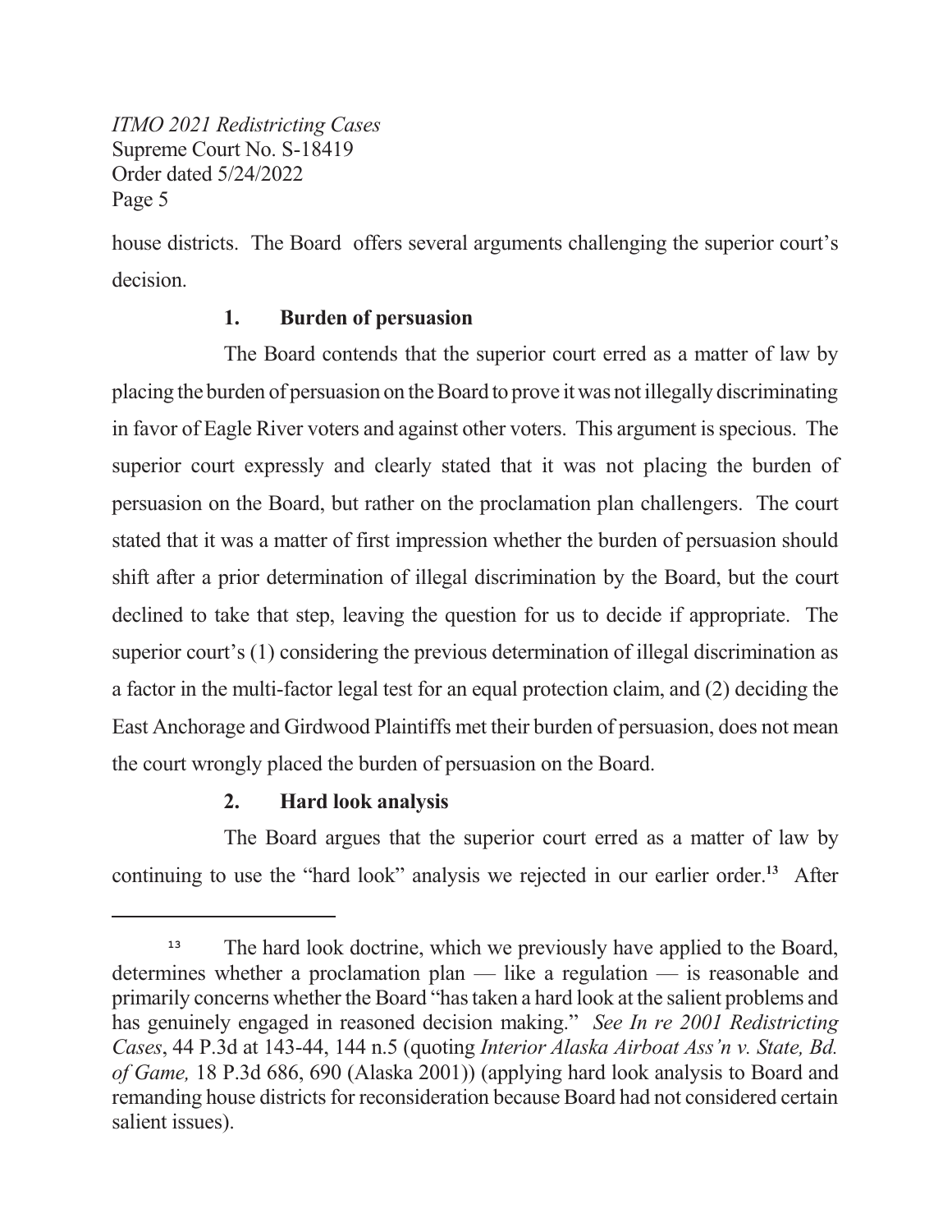house districts. The Board offers several arguments challenging the superior court's decision.

### 1. Burden of persuasion

The Board contends that the superior court erred as a matter of law by placing the burden of persuasion on the Board to prove it was not illegally discriminating in favor of Eagle River voters and against other voters. This argument is specious. The superior court expressly and clearly stated that it was not placing the burden of persuasion on the Board, but rather on the proclamation plan challengers. The court stated that it was a matter of first impression whether the burden of persuasion should shift after a prior determination of illegal discrimination by the Board, but the court declined to take that step, leaving the question for us to decide if appropriate. The superior court's (1) considering the previous determination of illegal discrimination as a factor in the multi-factor legal test for an equal protection claim, and (2) deciding the East Anchorage and Girdwood Plaintiffs met their burden of persuasion, does not mean the court wrongly placed the burden of persuasion on the Board.

### 2. Hard look analysis

The Board argues that the superior court erred as a matter of law by continuing to use the "hard look" analysis we rejected in our earlier order.[13] After

---

[13] The hard look doctrine, which we previously have applied to the Board, determines whether a proclamation plan — like a regulation — is reasonable and primarily concerns whether the Board "has taken a hard look at the salient problems and has genuinely engaged in reasoned decision making." *See In re 2001 Redistricting Cases*, 44 P.3d at 143-44, 144 n.5 (quoting *Interior Alaska Airboat Ass'n v. State, Bd. of Game,* 18 P.3d 686, 690 (Alaska 2001)) (applying hard look analysis to Board and remanding house districts for reconsideration because Board had not considered certain salient issues).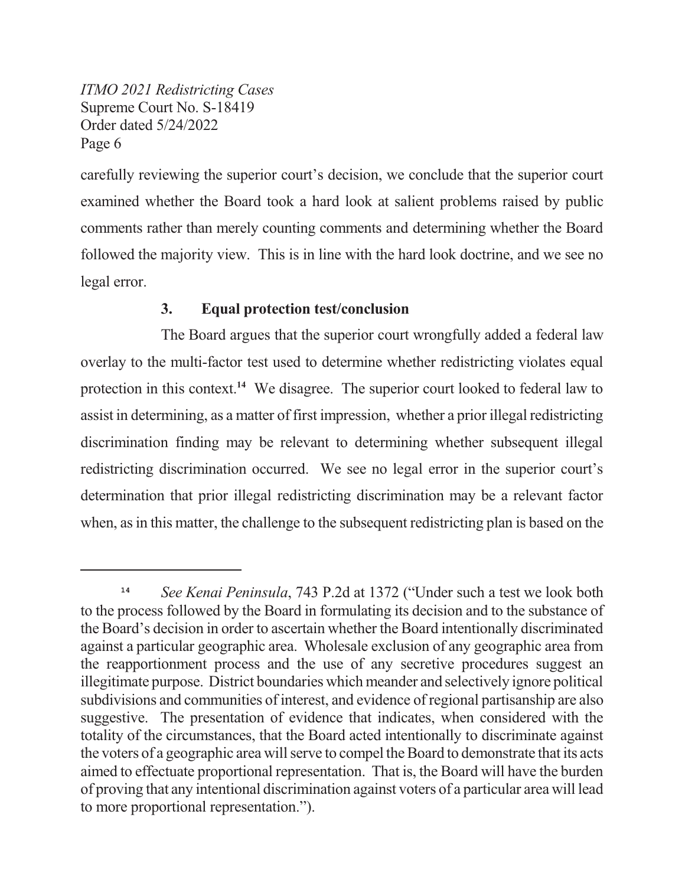carefully reviewing the superior court's decision, we conclude that the superior court examined whether the Board took a hard look at salient problems raised by public comments rather than merely counting comments and determining whether the Board followed the majority view. This is in line with the hard look doctrine, and we see no legal error.

### 3. Equal protection test/conclusion

The Board argues that the superior court wrongfully added a federal law overlay to the multi-factor test used to determine whether redistricting violates equal protection in this context.[14] We disagree. The superior court looked to federal law to assist in determining, as a matter of first impression, whether a prior illegal redistricting discrimination finding may be relevant to determining whether subsequent illegal redistricting discrimination occurred. We see no legal error in the superior court's determination that prior illegal redistricting discrimination may be a relevant factor when, as in this matter, the challenge to the subsequent redistricting plan is based on the

---

[14] *See Kenai Peninsula*, 743 P.2d at 1372 ("Under such a test we look both to the process followed by the Board in formulating its decision and to the substance of the Board's decision in order to ascertain whether the Board intentionally discriminated against a particular geographic area. Wholesale exclusion of any geographic area from the reapportionment process and the use of any secretive procedures suggest an illegitimate purpose. District boundaries which meander and selectively ignore political subdivisions and communities of interest, and evidence of regional partisanship are also suggestive. The presentation of evidence that indicates, when considered with the totality of the circumstances, that the Board acted intentionally to discriminate against the voters of a geographic area will serve to compel the Board to demonstrate that its acts aimed to effectuate proportional representation. That is, the Board will have the burden of proving that any intentional discrimination against voters of a particular area will lead to more proportional representation.").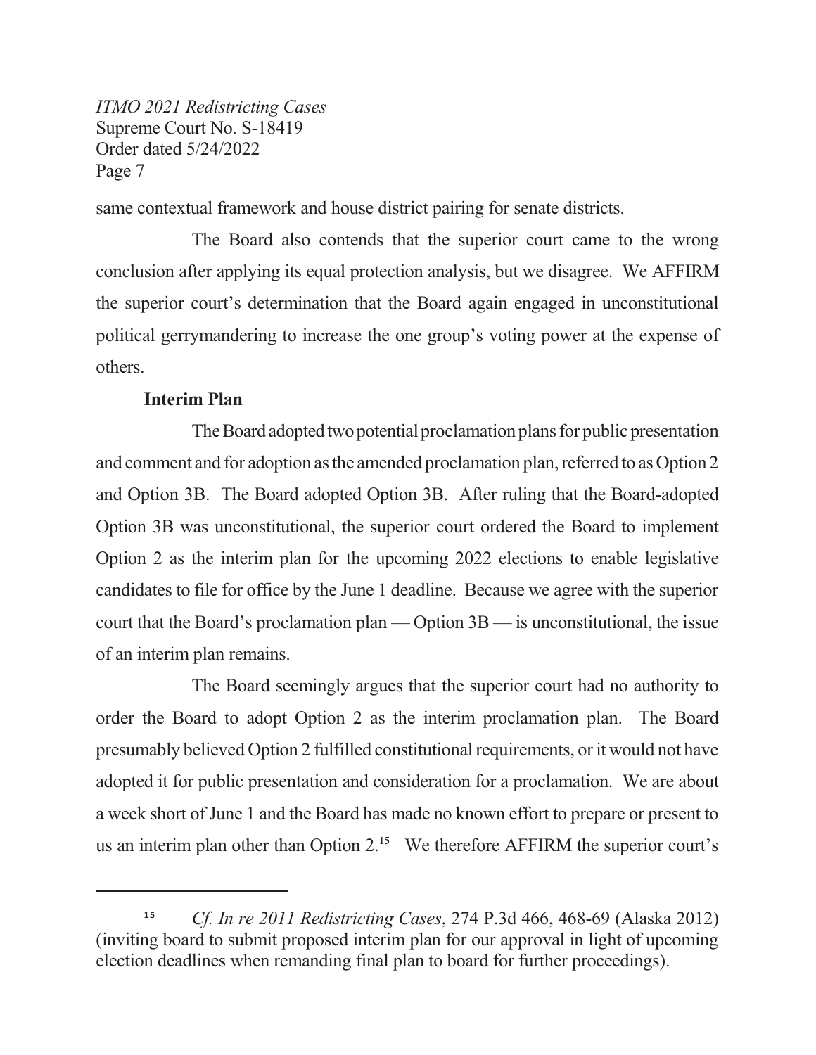same contextual framework and house district pairing for senate districts.

The Board also contends that the superior court came to the wrong conclusion after applying its equal protection analysis, but we disagree. We AFFIRM the superior court's determination that the Board again engaged in unconstitutional political gerrymandering to increase the one group's voting power at the expense of others.

**Interim Plan**

The Board adopted two potential proclamation plans for public presentation and comment and for adoption as the amended proclamation plan, referred to as Option 2 and Option 3B. The Board adopted Option 3B. After ruling that the Board-adopted Option 3B was unconstitutional, the superior court ordered the Board to implement Option 2 as the interim plan for the upcoming 2022 elections to enable legislative candidates to file for office by the June 1 deadline. Because we agree with the superior court that the Board's proclamation plan — Option 3B — is unconstitutional, the issue of an interim plan remains.

The Board seemingly argues that the superior court had no authority to order the Board to adopt Option 2 as the interim proclamation plan. The Board presumably believed Option 2 fulfilled constitutional requirements, or it would not have adopted it for public presentation and consideration for a proclamation. We are about a week short of June 1 and the Board has made no known effort to prepare or present to us an interim plan other than Option 2.[15] We therefore AFFIRM the superior court's

[15] *Cf. In re 2011 Redistricting Cases*, 274 P.3d 466, 468-69 (Alaska 2012) (inviting board to submit proposed interim plan for our approval in light of upcoming election deadlines when remanding final plan to board for further proceedings).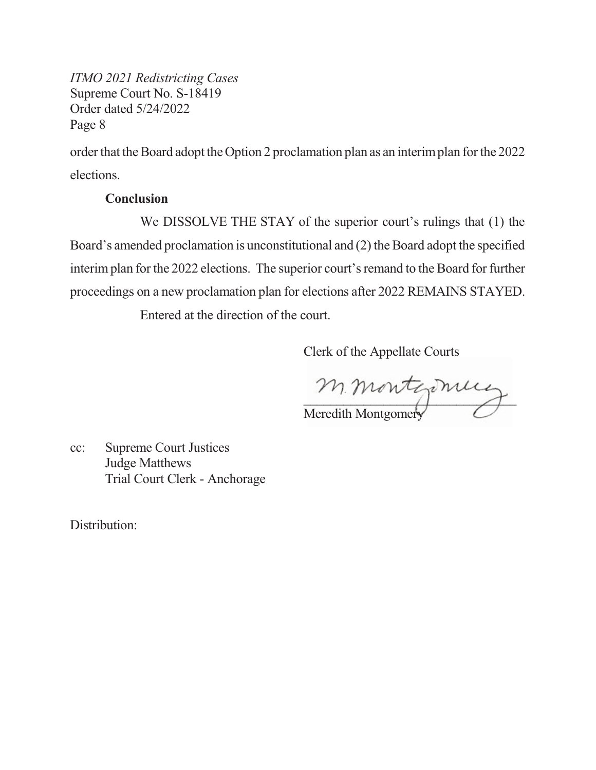order that the Board adopt the Option 2 proclamation plan as an interim plan for the 2022 elections.

**Conclusion**

We DISSOLVE THE STAY of the superior court's rulings that (1) the Board's amended proclamation is unconstitutional and (2) the Board adopt the specified interim plan for the 2022 elections. The superior court's remand to the Board for further proceedings on a new proclamation plan for elections after 2022 REMAINS STAYED.

Entered at the direction of the court.

Clerk of the Appellate Courts

M. Montgomery

Meredith Montgomery

cc: Supreme Court Justices
Judge Matthews
Trial Court Clerk - Anchorage

Distribution: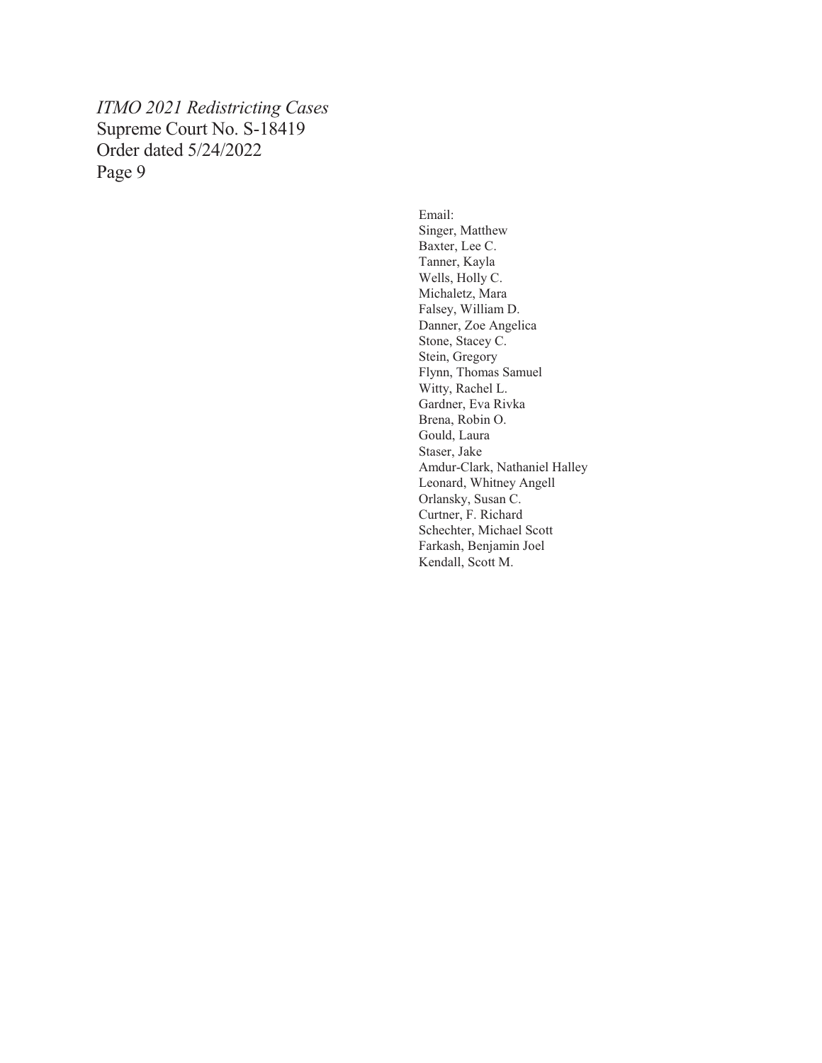Email:
Singer, Matthew
Baxter, Lee C.
Tanner, Kayla
Wells, Holly C.
Michaletz, Mara
Falsey, William D.
Danner, Zoe Angelica
Stone, Stacey C.
Stein, Gregory
Flynn, Thomas Samuel
Witty, Rachel L.
Gardner, Eva Rivka
Brena, Robin O.
Gould, Laura
Staser, Jake
Amdur-Clark, Nathaniel Halley
Leonard, Whitney Angell
Orlansky, Susan C.
Curtner, F. Richard
Schechter, Michael Scott
Farkash, Benjamin Joel
Kendall, Scott M.